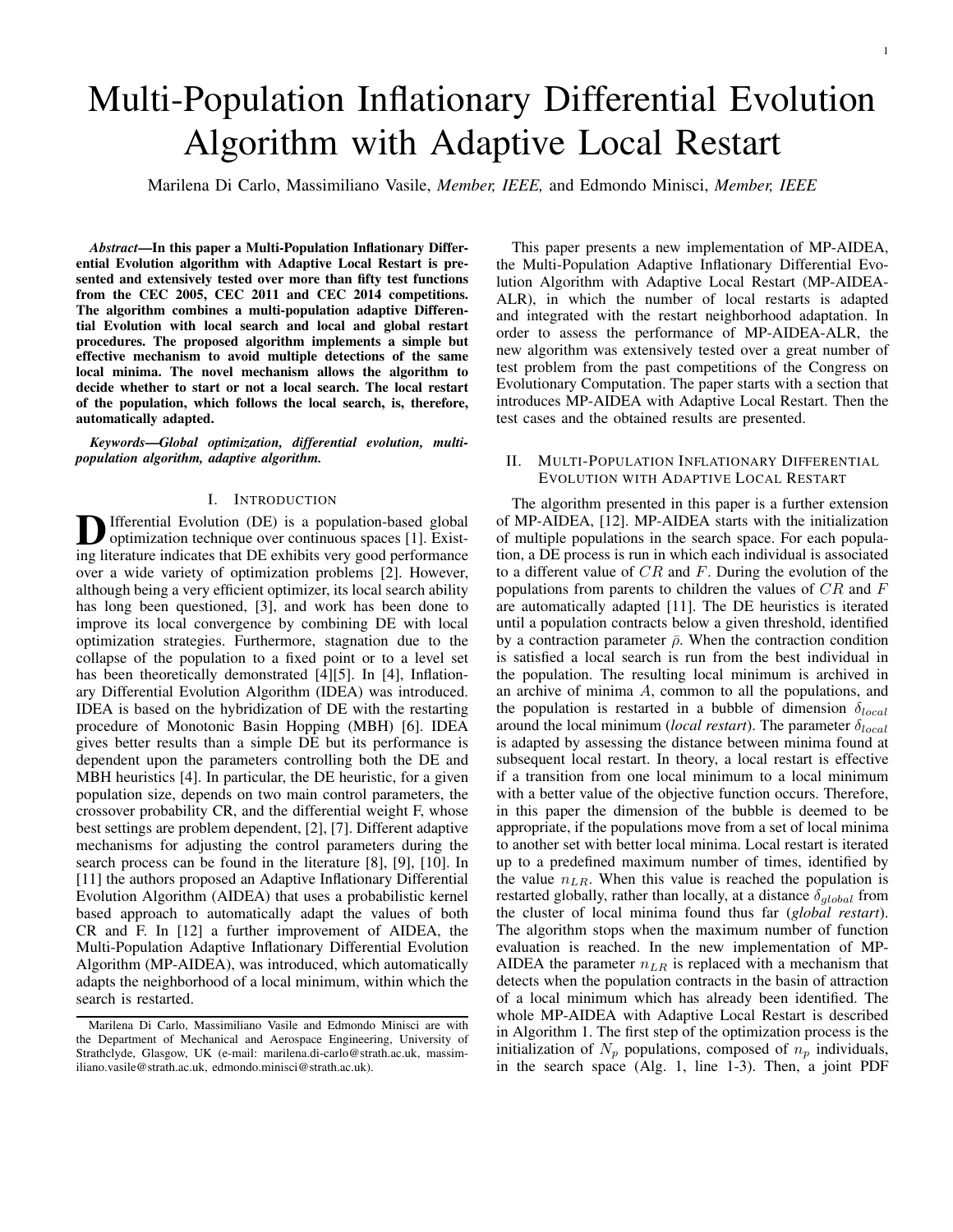# Multi-Population Inflationary Differential Evolution Algorithm with Adaptive Local Restart

Marilena Di Carlo, Massimiliano Vasile, *Member, IEEE,* and Edmondo Minisci, *Member, IEEE*

***Abstract*—In this paper a Multi-Population Inflationary Differential Evolution algorithm with Adaptive Local Restart is presented and extensively tested over more than fifty test functions from the CEC 2005, CEC 2011 and CEC 2014 competitions. The algorithm combines a multi-population adaptive Differential Evolution with local search and local and global restart procedures. The proposed algorithm implements a simple but effective mechanism to avoid multiple detections of the same local minima. The novel mechanism allows the algorithm to decide whether to start or not a local search. The local restart of the population, which follows the local search, is, therefore, automatically adapted.**

***Keywords*—Global optimization, differential evolution, multi-population algorithm, adaptive algorithm.**

## I. Introduction

Differential Evolution (DE) is a population-based global optimization technique over continuous spaces [1]. Existing literature indicates that DE exhibits very good performance over a wide variety of optimization problems [2]. However, although being a very efficient optimizer, its local search ability has long been questioned, [3], and work has been done to improve its local convergence by combining DE with local optimization strategies. Furthermore, stagnation due to the collapse of the population to a fixed point or to a level set has been theoretically demonstrated [4][5]. In [4], Inflationary Differential Evolution Algorithm (IDEA) was introduced. IDEA is based on the hybridization of DE with the restarting procedure of Monotonic Basin Hopping (MBH) [6]. IDEA gives better results than a simple DE but its performance is dependent upon the parameters controlling both the DE and MBH heuristics [4]. In particular, the DE heuristic, for a given population size, depends on two main control parameters, the crossover probability CR, and the differential weight F, whose best settings are problem dependent, [2], [7]. Different adaptive mechanisms for adjusting the control parameters during the search process can be found in the literature [8], [9], [10]. In [11] the authors proposed an Adaptive Inflationary Differential Evolution Algorithm (AIDEA) that uses a probabilistic kernel based approach to automatically adapt the values of both CR and F. In [12] a further improvement of AIDEA, the Multi-Population Adaptive Inflationary Differential Evolution Algorithm (MP-AIDEA), was introduced, which automatically adapts the neighborhood of a local minimum, within which the search is restarted.

Marilena Di Carlo, Massimiliano Vasile and Edmondo Minisci are with the Department of Mechanical and Aerospace Engineering, University of Strathclyde, Glasgow, UK (e-mail: marilena.di-carlo@strath.ac.uk, massimiliano.vasile@strath.ac.uk, edmondo.minisci@strath.ac.uk).

This paper presents a new implementation of MP-AIDEA, the Multi-Population Adaptive Inflationary Differential Evolution Algorithm with Adaptive Local Restart (MP-AIDEA-ALR), in which the number of local restarts is adapted and integrated with the restart neighborhood adaptation. In order to assess the performance of MP-AIDEA-ALR, the new algorithm was extensively tested over a great number of test problem from the past competitions of the Congress on Evolutionary Computation. The paper starts with a section that introduces MP-AIDEA with Adaptive Local Restart. Then the test cases and the obtained results are presented.

## II. Multi-Population Inflationary Differential Evolution with Adaptive Local Restart

The algorithm presented in this paper is a further extension of MP-AIDEA, [12]. MP-AIDEA starts with the initialization of multiple populations in the search space. For each population, a DE process is run in which each individual is associated to a different value of $CR$ and $F$. During the evolution of the populations from parents to children the values of $CR$ and $F$ are automatically adapted [11]. The DE heuristics is iterated until a population contracts below a given threshold, identified by a contraction parameter $\bar{\rho}$. When the contraction condition is satisfied a local search is run from the best individual in the population. The resulting local minimum is archived in an archive of minima $A$, common to all the populations, and the population is restarted in a bubble of dimension $\delta_{local}$ around the local minimum (*local restart*). The parameter $\delta_{local}$ is adapted by assessing the distance between minima found at subsequent local restart. In theory, a local restart is effective if a transition from one local minimum to a local minimum with a better value of the objective function occurs. Therefore, in this paper the dimension of the bubble is deemed to be appropriate, if the populations move from a set of local minima to another set with better local minima. Local restart is iterated up to a predefined maximum number of times, identified by the value $n_{LR}$. When this value is reached the population is restarted globally, rather than locally, at a distance $\delta_{global}$ from the cluster of local minima found thus far (*global restart*). The algorithm stops when the maximum number of function evaluation is reached. In the new implementation of MP-AIDEA the parameter $n_{LR}$ is replaced with a mechanism that detects when the population contracts in the basin of attraction of a local minimum which has already been identified. The whole MP-AIDEA with Adaptive Local Restart is described in Algorithm 1. The first step of the optimization process is the initialization of $N_p$ populations, composed of $n_p$ individuals, in the search space (Alg. 1, line 1-3). Then, a joint PDF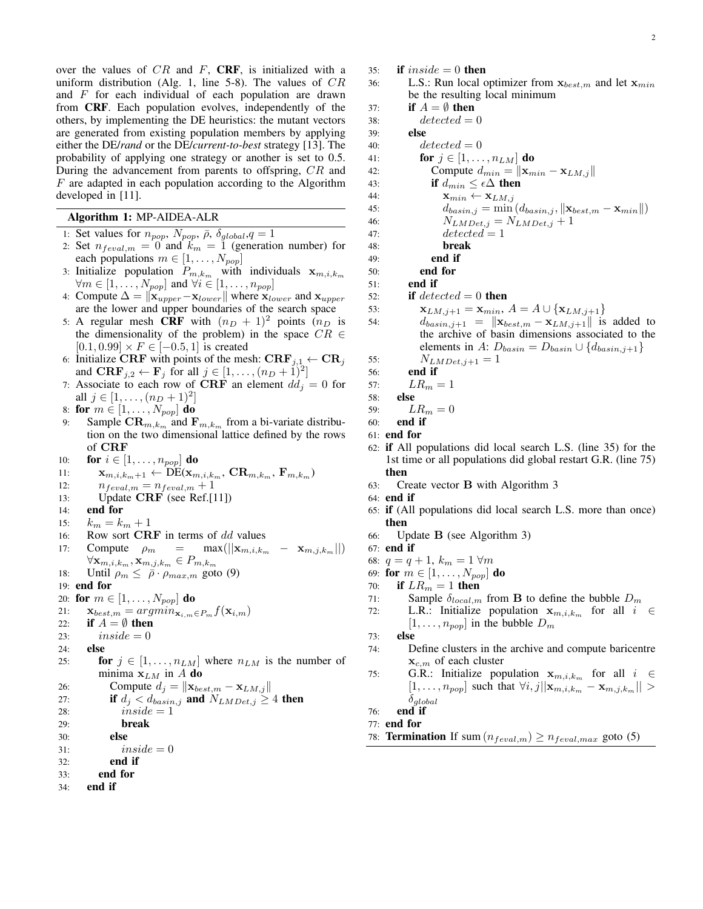over the values of $CR$ and $F$, **CRF**, is initialized with a uniform distribution (Alg. 1, line 5-8). The values of $CR$ and $F$ for each individual of each population are drawn from **CRF**. Each population evolves, independently of the others, by implementing the DE heuristics: the mutant vectors are generated from existing population members by applying either the DE/*rand* or the DE/*current-to-best* strategy [13]. The probability of applying one strategy or another is set to 0.5. During the advancement from parents to offspring, $CR$ and $F$ are adapted in each population according to the Algorithm developed in [11].

**Algorithm 1:** MP-AIDEA-ALR

1: Set values for $n_{pop}$, $N_{pop}$, $\bar{\rho}$, $\delta_{global}$,$q = 1$
2: Set $n_{feval,m} = 0$ and $k_m = 1$ (generation number) for each populations $m \in [1, \ldots, N_{pop}]$
3: Initialize population $P_{m,k_m}$ with individuals $\mathbf{x}_{m,i,k_m}$ $\forall m \in [1, \ldots, N_{pop}]$ and $\forall i \in [1, \ldots, n_{pop}]$
4: Compute $\Delta = \|\mathbf{x}_{upper} - \mathbf{x}_{lower}\|$ where $\mathbf{x}_{lower}$ and $\mathbf{x}_{upper}$ are the lower and upper boundaries of the search space
5: A regular mesh **CRF** with $(n_D + 1)^2$ points ($n_D$ is the dimensionality of the problem) in the space $CR \in [0.1, 0.99] \times F \in [-0.5, 1]$ is created
6: Initialize **CRF** with points of the mesh: $\mathbf{CRF}_{j,1} \leftarrow \mathbf{CR}_j$ and $\mathbf{CRF}_{j,2} \leftarrow \mathbf{F}_j$ for all $j \in [1, \ldots, (n_D + 1)^2]$
7: Associate to each row of **CRF** an element $dd_j = 0$ for all $j \in [1, \ldots, (n_D + 1)^2]$
8: **for** $m \in [1, \ldots, N_{pop}]$ **do**
9: Sample $\mathbf{CR}_{m,k_m}$ and $\mathbf{F}_{m,k_m}$ from a bi-variate distribution on the two dimensional lattice defined by the rows of **CRF**
10: **for** $i \in [1, \ldots, n_{pop}]$ **do**
11: $\mathbf{x}_{m,i,k_m+1} \leftarrow \text{DE}(\mathbf{x}_{m,i,k_m}, \mathbf{CR}_{m,k_m}, \mathbf{F}_{m,k_m})$
12: $n_{feval,m} = n_{feval,m} + 1$
13: Update **CRF** (see Ref.[11])
14: **end for**
15: $k_m = k_m + 1$
16: Row sort **CRF** in terms of $dd$ values
17: Compute $\rho_m = \max(||\mathbf{x}_{m,i,k_m} - \mathbf{x}_{m,j,k_m}||)$ $\forall \mathbf{x}_{m,i,k_m}, \mathbf{x}_{m,j,k_m} \in P_{m,k_m}$
18: Until $\rho_m \leq \bar{\rho} \cdot \rho_{max,m}$ goto (9)
19: **end for**
20: **for** $m \in [1, \ldots, N_{pop}]$ **do**
21: $\mathbf{x}_{best,m} = argmin_{\mathbf{x}_{i,m} \in P_m} f(\mathbf{x}_{i,m})$
22: **if** $A = \emptyset$ **then**
23: $inside = 0$
24: **else**
25: **for** $j \in [1, \ldots, n_{LM}]$ where $n_{LM}$ is the number of minima $\mathbf{x}_{LM}$ in $A$ **do**
26: Compute $d_j = \|\mathbf{x}_{best,m} - \mathbf{x}_{LM,j}\|$
27: **if** $d_j < d_{basin,j}$ **and** $N_{LMDet,j} \geq 4$ **then**
28: $inside = 1$
29: **break**
30: **else**
31: $inside = 0$
32: **end if**
33: **end for**
34: **end if**
35: **if** $inside = 0$ **then**
36: L.S.: Run local optimizer from $\mathbf{x}_{best,m}$ and let $\mathbf{x}_{min}$ be the resulting local minimum
37: **if** $A = \emptyset$ **then**
38: $detected = 0$
39: **else**
40: $detected = 0$
41: **for** $j \in [1, \ldots, n_{LM}]$ **do**
42: Compute $d_{min} = \|\mathbf{x}_{min} - \mathbf{x}_{LM,j}\|$
43: **if** $d_{min} \leq \epsilon\Delta$ **then**
44: $\mathbf{x}_{min} \leftarrow \mathbf{x}_{LM,j}$
45: $d_{basin,j} = \min(d_{basin,j}, \|\mathbf{x}_{best,m} - \mathbf{x}_{min}\|)$
46: $N_{LMDet,j} = N_{LMDet,j} + 1$
47: $detected = 1$
48: **break**
49: **end if**
50: **end for**
51: **end if**
52: **if** $detected = 0$ **then**
53: $\mathbf{x}_{LM,j+1} = \mathbf{x}_{min}$, $A = A \cup \{\mathbf{x}_{LM,j+1}\}$
54: $d_{basin,j+1} = \|\mathbf{x}_{best,m} - \mathbf{x}_{LM,j+1}\|$ is added to the archive of basin dimensions associated to the elements in $A$: $D_{basin} = D_{basin} \cup \{d_{basin,j+1}\}$
55: $N_{LMDet,j+1} = 1$
56: **end if**
57: $LR_m = 1$
58: **else**
59: $LR_m = 0$
60: **end if**
61: **end for**
62: **if** All populations did local search L.S. (line 35) for the 1st time or all populations did global restart G.R. (line 75) **then**
63: Create vector **B** with Algorithm 3
64: **end if**
65: **if** (All populations did local search L.S. more than once) **then**
66: Update **B** (see Algorithm 3)
67: **end if**
68: $q = q + 1$, $k_m = 1 \; \forall m$
69: **for** $m \in [1, \ldots, N_{pop}]$ **do**
70: **if** $LR_m = 1$ **then**
71: Sample $\delta_{local,m}$ from **B** to define the bubble $D_m$
72: L.R.: Initialize population $\mathbf{x}_{m,i,k_m}$ for all $i \in [1, \ldots, n_{pop}]$ in the bubble $D_m$
73: **else**
74: Define clusters in the archive and compute baricentre $\mathbf{x}_{c,m}$ of each cluster
75: G.R.: Initialize population $\mathbf{x}_{m,i,k_m}$ for all $i \in [1, \ldots, n_{pop}]$ such that $\forall i, j ||\mathbf{x}_{m,i,k_m} - \mathbf{x}_{m,j,k_m}|| > \delta_{global}$
76: **end if**
77: **end for**
78: **Termination** If $\text{sum}(n_{feval,m}) \geq n_{feval,max}$ goto (5)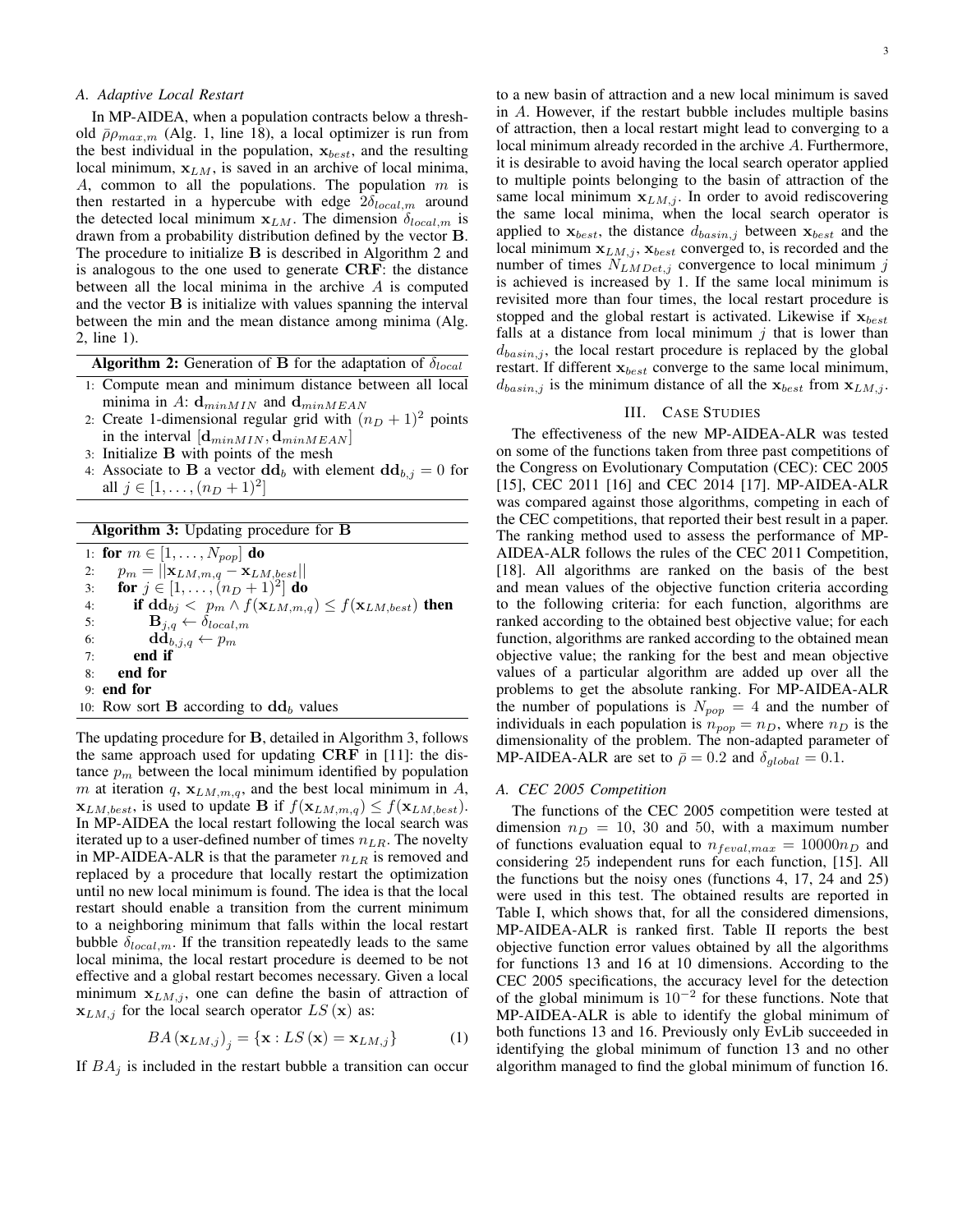### A. Adaptive Local Restart

In MP-AIDEA, when a population contracts below a threshold $\bar{\rho}\rho_{max,m}$ (Alg. 1, line 18), a local optimizer is run from the best individual in the population, $\mathbf{x}_{best}$, and the resulting local minimum, $\mathbf{x}_{LM}$, is saved in an archive of local minima, $A$, common to all the populations. The population $m$ is then restarted in a hypercube with edge $2\delta_{local,m}$ around the detected local minimum $\mathbf{x}_{LM}$. The dimension $\delta_{local,m}$ is drawn from a probability distribution defined by the vector $\mathbf{B}$. The procedure to initialize $\mathbf{B}$ is described in Algorithm 2 and is analogous to the one used to generate $\mathbf{CRF}$: the distance between all the local minima in the archive $A$ is computed and the vector $\mathbf{B}$ is initialize with values spanning the interval between the min and the mean distance among minima (Alg. 2, line 1).

**Algorithm 2:** Generation of $\mathbf{B}$ for the adaptation of $\delta_{local}$

1: Compute mean and minimum distance between all local minima in $A$: $\mathbf{d}_{minMIN}$ and $\mathbf{d}_{minMEAN}$
2: Create 1-dimensional regular grid with $(n_D+1)^2$ points in the interval $[\mathbf{d}_{minMIN}, \mathbf{d}_{minMEAN}]$
3: Initialize $\mathbf{B}$ with points of the mesh
4: Associate to $\mathbf{B}$ a vector $\mathbf{dd}_b$ with element $\mathbf{dd}_{b,j}=0$ for all $j \in [1,\ldots,(n_D+1)^2]$

**Algorithm 3:** Updating procedure for $\mathbf{B}$

1: **for** $m \in [1,\ldots,N_{pop}]$ **do**
2: $\quad p_m = ||\mathbf{x}_{LM,m,q} - \mathbf{x}_{LM,best}||$
3: $\quad$ **for** $j \in [1,\ldots,(n_D+1)^2]$ **do**
4: $\quad\quad$ **if** $\mathbf{dd}_{bj} < p_m \wedge f(\mathbf{x}_{LM,m,q}) \leq f(\mathbf{x}_{LM,best})$ **then**
5: $\quad\quad\quad \mathbf{B}_{j,q} \leftarrow \delta_{local,m}$
6: $\quad\quad\quad \mathbf{dd}_{b,j,q} \leftarrow p_m$
7: $\quad\quad$ **end if**
8: $\quad$ **end for**
9: **end for**
10: Row sort $\mathbf{B}$ according to $\mathbf{dd}_b$ values

The updating procedure for $\mathbf{B}$, detailed in Algorithm 3, follows the same approach used for updating $\mathbf{CRF}$ in [11]: the distance $p_m$ between the local minimum identified by population $m$ at iteration $q$, $\mathbf{x}_{LM,m,q}$, and the best local minimum in $A$, $\mathbf{x}_{LM,best}$, is used to update $\mathbf{B}$ if $f(\mathbf{x}_{LM,m,q}) \leq f(\mathbf{x}_{LM,best})$. In MP-AIDEA the local restart following the local search was iterated up to a user-defined number of times $n_{LR}$. The novelty in MP-AIDEA-ALR is that the parameter $n_{LR}$ is removed and replaced by a procedure that locally restart the optimization until no new local minimum is found. The idea is that the local restart should enable a transition from the current minimum to a neighboring minimum that falls within the local restart bubble $\delta_{local,m}$. If the transition repeatedly leads to the same local minima, the local restart procedure is deemed to be not effective and a global restart becomes necessary. Given a local minimum $\mathbf{x}_{LM,j}$, one can define the basin of attraction of $\mathbf{x}_{LM,j}$ for the local search operator $LS(\mathbf{x})$ as:

$$BA\left(\mathbf{x}_{LM,j}\right)_j = \left\{\mathbf{x} : LS\left(\mathbf{x}\right) = \mathbf{x}_{LM,j}\right\} \tag{1}$$

If $BA_j$ is included in the restart bubble a transition can occur to a new basin of attraction and a new local minimum is saved in $A$. However, if the restart bubble includes multiple basins of attraction, then a local restart might lead to converging to a local minimum already recorded in the archive $A$. Furthermore, it is desirable to avoid having the local search operator applied to multiple points belonging to the basin of attraction of the same local minimum $\mathbf{x}_{LM,j}$. In order to avoid rediscovering the same local minima, when the local search operator is applied to $\mathbf{x}_{best}$, the distance $d_{basin,j}$ between $\mathbf{x}_{best}$ and the local minimum $\mathbf{x}_{LM,j}$, $\mathbf{x}_{best}$ converged to, is recorded and the number of times $N_{LMDet,j}$ convergence to local minimum $j$ is achieved is increased by 1. If the same local minimum is revisited more than four times, the local restart procedure is stopped and the global restart is activated. Likewise if $\mathbf{x}_{best}$ falls at a distance from local minimum $j$ that is lower than $d_{basin,j}$, the local restart procedure is replaced by the global restart. If different $\mathbf{x}_{best}$ converge to the same local minimum, $d_{basin,j}$ is the minimum distance of all the $\mathbf{x}_{best}$ from $\mathbf{x}_{LM,j}$.

## III. Case Studies

The effectiveness of the new MP-AIDEA-ALR was tested on some of the functions taken from three past competitions of the Congress on Evolutionary Computation (CEC): CEC 2005 [15], CEC 2011 [16] and CEC 2014 [17]. MP-AIDEA-ALR was compared against those algorithms, competing in each of the CEC competitions, that reported their best result in a paper. The ranking method used to assess the performance of MP-AIDEA-ALR follows the rules of the CEC 2011 Competition, [18]. All algorithms are ranked on the basis of the best and mean values of the objective function criteria according to the following criteria: for each function, algorithms are ranked according to the obtained best objective value; for each function, algorithms are ranked according to the obtained mean objective value; the ranking for the best and mean objective values of a particular algorithm are added up over all the problems to get the absolute ranking. For MP-AIDEA-ALR the number of populations is $N_{pop}=4$ and the number of individuals in each population is $n_{pop}=n_D$, where $n_D$ is the dimensionality of the problem. The non-adapted parameter of MP-AIDEA-ALR are set to $\bar{\rho}=0.2$ and $\delta_{global}=0.1$.

### A. CEC 2005 Competition

The functions of the CEC 2005 competition were tested at dimension $n_D = 10$, 30 and 50, with a maximum number of functions evaluation equal to $n_{feval,max} = 10000n_D$ and considering 25 independent runs for each function, [15]. All the functions but the noisy ones (functions 4, 17, 24 and 25) were used in this test. The obtained results are reported in Table I, which shows that, for all the considered dimensions, MP-AIDEA-ALR is ranked first. Table II reports the best objective function error values obtained by all the algorithms for functions 13 and 16 at 10 dimensions. According to the CEC 2005 specifications, the accuracy level for the detection of the global minimum is $10^{-2}$ for these functions. Note that MP-AIDEA-ALR is able to identify the global minimum of both functions 13 and 16. Previously only EvLib succeeded in identifying the global minimum of function 13 and no other algorithm managed to find the global minimum of function 16.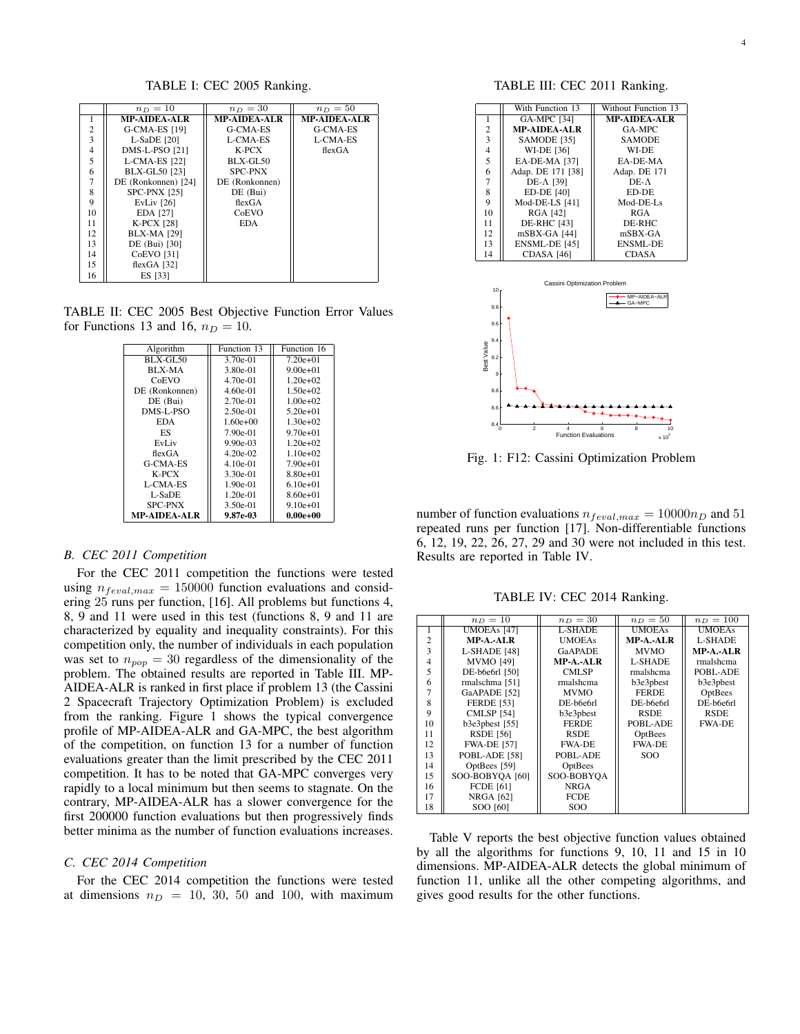TABLE I: CEC 2005 Ranking.

| | $n_D = 10$ | $n_D = 30$ | $n_D = 50$ |
|---|---|---|---|
| 1 | **MP-AIDEA-ALR** | **MP-AIDEA-ALR** | **MP-AIDEA-ALR** |
| 2 | G-CMA-ES [19] | G-CMA-ES | G-CMA-ES |
| 3 | L-SaDE [20] | L-CMA-ES | L-CMA-ES |
| 4 | DMS-L-PSO [21] | K-PCX | flexGA |
| 5 | L-CMA-ES [22] | BLX-GL50 | |
| 6 | BLX-GL50 [23] | SPC-PNX | |
| 7 | DE (Ronkonnen) [24] | DE (Ronkonnen) | |
| 8 | SPC-PNX [25] | DE (Bui) | |
| 9 | EvLiv [26] | flexGA | |
| 10 | EDA [27] | CoEVO | |
| 11 | K-PCX [28] | EDA | |
| 12 | BLX-MA [29] | | |
| 13 | DE (Bui) [30] | | |
| 14 | CoEVO [31] | | |
| 15 | flexGA [32] | | |
| 16 | ES [33] | | |

TABLE II: CEC 2005 Best Objective Function Error Values for Functions 13 and 16, $n_D = 10$.

| Algorithm | Function 13 | Function 16 |
|---|---|---|
| BLX-GL50 | 3.70e-01 | 7.20e+01 |
| BLX-MA | 3.80e-01 | 9.00e+01 |
| CoEVO | 4.70e-01 | 1.20e+02 |
| DE (Ronkonnen) | 4.60e-01 | 1.50e+02 |
| DE (Bui) | 2.70e-01 | 1.00e+02 |
| DMS-L-PSO | 2.50e-01 | 5.20e+01 |
| EDA | 1.60e+00 | 1.30e+02 |
| ES | 7.90e-01 | 9.70e+01 |
| EvLiv | 9.90e-03 | 1.20e+02 |
| flexGA | 4.20e-02 | 1.10e+02 |
| G-CMA-ES | 4.10e-01 | 7.90e+01 |
| K-PCX | 3.30e-01 | 8.80e+01 |
| L-CMA-ES | 1.90e-01 | 6.10e+01 |
| L-SaDE | 1.20e-01 | 8.60e+01 |
| SPC-PNX | 3.50e-01 | 9.10e+01 |
| **MP-AIDEA-ALR** | **9.87e-03** | **0.00e+00** |

### B. CEC 2011 Competition

For the CEC 2011 competition the functions were tested using $n_{feval,max} = 150000$ function evaluations and considering 25 runs per function, [16]. All problems but functions 4, 8, 9 and 11 were used in this test (functions 8, 9 and 11 are characterized by equality and inequality constraints). For this competition only, the number of individuals in each population was set to $n_{pop} = 30$ regardless of the dimensionality of the problem. The obtained results are reported in Table III. MP-AIDEA-ALR is ranked in first place if problem 13 (the Cassini 2 Spacecraft Trajectory Optimization Problem) is excluded from the ranking. Figure 1 shows the typical convergence profile of MP-AIDEA-ALR and GA-MPC, the best algorithm of the competition, on function 13 for a number of function evaluations greater than the limit prescribed by the CEC 2011 competition. It has to be noted that GA-MPC converges very rapidly to a local minimum but then seems to stagnate. On the contrary, MP-AIDEA-ALR has a slower convergence for the first 200000 function evaluations but then progressively finds better minima as the number of function evaluations increases.

### C. CEC 2014 Competition

For the CEC 2014 competition the functions were tested at dimensions $n_D = 10$, 30, 50 and 100, with maximum number of function evaluations $n_{feval,max} = 10000 n_D$ and 51 repeated runs per function [17]. Non-differentiable functions 6, 12, 19, 22, 26, 27, 29 and 30 were not included in this test. Results are reported in Table IV.

TABLE III: CEC 2011 Ranking.

| | With Function 13 | Without Function 13 |
|---|---|---|
| 1 | GA-MPC [34] | **MP-AIDEA-ALR** |
| 2 | **MP-AIDEA-ALR** | GA-MPC |
| 3 | SAMODE [35] | SAMODE |
| 4 | WI-DE [36] | WI-DE |
| 5 | EA-DE-MA [37] | EA-DE-MA |
| 6 | Adap. DE 171 [38] | Adap. DE 171 |
| 7 | DE-Λ [39] | DE-Λ |
| 8 | ED-DE [40] | ED-DE |
| 9 | Mod-DE-LS [41] | Mod-DE-Ls |
| 10 | RGA [42] | RGA |
| 11 | DE-RHC [43] | DE-RHC |
| 12 | mSBX-GA [44] | mSBX-GA |
| 13 | ENSML-DE [45] | ENSML-DE |
| 14 | CDASA [46] | CDASA |

Fig. 1: F12: Cassini Optimization Problem

TABLE IV: CEC 2014 Ranking.

| | $n_D = 10$ | $n_D = 30$ | $n_D = 50$ | $n_D = 100$ |
|---|---|---|---|---|
| 1 | UMOEAs [47] | L-SHADE | UMOEAs | UMOEAs |
| 2 | **MP-A.-ALR** | UMOEAs | **MP-A.-ALR** | L-SHADE |
| 3 | L-SHADE [48] | GaAPADE | MVMO | **MP-A.-ALR** |
| 4 | MVMO [49] | **MP-A.-ALR** | L-SHADE | rmalshcma |
| 5 | DE-b6e6rl [50] | CMLSP | rmalshcma | POBL-ADE |
| 6 | rmalschma [51] | rmalshcma | b3e3pbest | b3e3pbest |
| 7 | GaAPADE [52] | MVMO | FERDE | OptBees |
| 8 | FERDE [53] | DE-b6e6rl | DE-b6e6rl | DE-b6e6rl |
| 9 | CMLSP [54] | b3e3pbest | RSDE | RSDE |
| 10 | b3e3pbest [55] | FERDE | POBL-ADE | FWA-DE |
| 11 | RSDE [56] | RSDE | OptBees | |
| 12 | FWA-DE [57] | FWA-DE | FWA-DE | |
| 13 | POBL-ADE [58] | POBL-ADE | SOO | |
| 14 | OptBees [59] | OptBees | | |
| 15 | SOO-BOBYQA [60] | SOO-BOBYQA | | |
| 16 | FCDE [61] | NRGA | | |
| 17 | NRGA [62] | FCDE | | |
| 18 | SOO [60] | SOO | | |

Table V reports the best objective function values obtained by all the algorithms for functions 9, 10, 11 and 15 in 10 dimensions. MP-AIDEA-ALR detects the global minimum of function 11, unlike all the other competing algorithms, and gives good results for the other functions.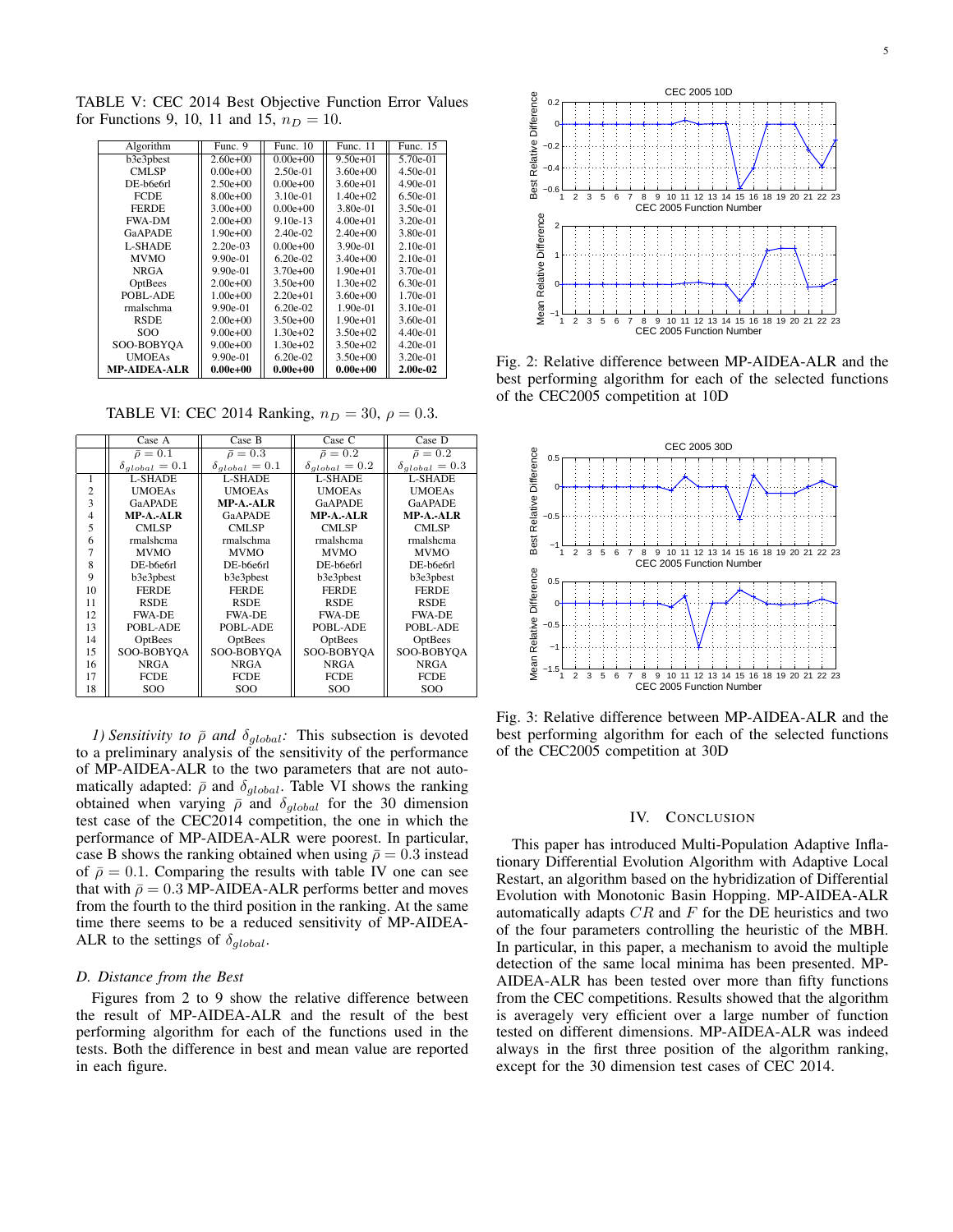TABLE V: CEC 2014 Best Objective Function Error Values for Functions 9, 10, 11 and 15, $n_D = 10$.

| Algorithm | Func. 9 | Func. 10 | Func. 11 | Func. 15 |
|---|---|---|---|---|
| b3e3pbest | 2.60e+00 | 0.00e+00 | 9.50e+01 | 5.70e-01 |
| CMLSP | 0.00e+00 | 2.50e-01 | 3.60e+00 | 4.50e-01 |
| DE-b6e6rl | 2.50e+00 | 0.00e+00 | 3.60e+01 | 4.90e-01 |
| FCDE | 8.00e+00 | 3.10e-01 | 1.40e+02 | 6.50e-01 |
| FERDE | 3.00e+00 | 0.00e+00 | 3.80e-01 | 3.50e-01 |
| FWA-DM | 2.00e+00 | 9.10e-13 | 4.00e+01 | 3.20e-01 |
| GaAPADE | 1.90e+00 | 2.40e-02 | 2.40e+00 | 3.80e-01 |
| L-SHADE | 2.20e-03 | 0.00e+00 | 3.90e-01 | 2.10e-01 |
| MVMO | 9.90e-01 | 6.20e-02 | 3.40e+00 | 2.10e-01 |
| NRGA | 9.90e-01 | 3.70e+00 | 1.90e+01 | 3.70e-01 |
| OptBees | 2.00e+00 | 3.50e+00 | 1.30e+02 | 6.30e-01 |
| POBL-ADE | 1.00e+00 | 2.20e+01 | 3.60e+00 | 1.70e-01 |
| rmalschma | 9.90e-01 | 6.20e-02 | 1.90e-01 | 3.10e-01 |
| RSDE | 2.00e+00 | 3.50e+00 | 1.90e+01 | 3.60e-01 |
| SOO | 9.00e+00 | 1.30e+02 | 3.50e+02 | 4.40e-01 |
| SOO-BOBYQA | 9.00e+00 | 1.30e+02 | 3.50e+02 | 4.20e-01 |
| UMOEAs | 9.90e-01 | 6.20e-02 | 3.50e+00 | 3.20e-01 |
| **MP-AIDEA-ALR** | **0.00e+00** | **0.00e+00** | **0.00e+00** | **2.00e-02** |

TABLE VI: CEC 2014 Ranking, $n_D = 30$, $\rho = 0.3$.

| | Case A | Case B | Case C | Case D |
|---|---|---|---|---|
| | $\bar{\rho} = 0.1$ | $\bar{\rho} = 0.3$ | $\bar{\rho} = 0.2$ | $\bar{\rho} = 0.2$ |
| | $\delta_{global} = 0.1$ | $\delta_{global} = 0.1$ | $\delta_{global} = 0.2$ | $\delta_{global} = 0.3$ |
| 1 | L-SHADE | L-SHADE | L-SHADE | L-SHADE |
| 2 | UMOEAs | UMOEAs | UMOEAs | UMOEAs |
| 3 | GaAPADE | **MP-A.-ALR** | GaAPADE | GaAPADE |
| 4 | **MP-A.-ALR** | GaAPADE | **MP-A.-ALR** | **MP-A.-ALR** |
| 5 | CMLSP | CMLSP | CMLSP | CMLSP |
| 6 | rmalshcma | rmalshcma | rmalshcma | rmalshcma |
| 7 | MVMO | MVMO | MVMO | MVMO |
| 8 | DE-b6e6rl | DE-b6e6rl | DE-b6e6rl | DE-b6e6rl |
| 9 | b3e3pbest | b3e3pbest | b3e3pbest | b3e3pbest |
| 10 | FERDE | FERDE | FERDE | FERDE |
| 11 | RSDE | RSDE | RSDE | RSDE |
| 12 | FWA-DE | FWA-DE | FWA-DE | FWA-DE |
| 13 | POBL-ADE | POBL-ADE | POBL-ADE | POBL-ADE |
| 14 | OptBees | OptBees | OptBees | OptBees |
| 15 | SOO-BOBYQA | SOO-BOBYQA | SOO-BOBYQA | SOO-BOBYQA |
| 16 | NRGA | NRGA | NRGA | NRGA |
| 17 | FCDE | FCDE | FCDE | FCDE |
| 18 | SOO | SOO | SOO | SOO |

*1) Sensitivity to $\bar{\rho}$ and $\delta_{global}$:* This subsection is devoted to a preliminary analysis of the sensitivity of the performance of MP-AIDEA-ALR to the two parameters that are not automatically adapted: $\bar{\rho}$ and $\delta_{global}$. Table VI shows the ranking obtained when varying $\bar{\rho}$ and $\delta_{global}$ for the 30 dimension test case of the CEC2014 competition, the one in which the performance of MP-AIDEA-ALR were poorest. In particular, case B shows the ranking obtained when using $\bar{\rho} = 0.3$ instead of $\bar{\rho} = 0.1$. Comparing the results with table IV one can see that with $\bar{\rho} = 0.3$ MP-AIDEA-ALR performs better and moves from the fourth to the third position in the ranking. At the same time there seems to be a reduced sensitivity of MP-AIDEA-ALR to the settings of $\delta_{global}$.

### D. Distance from the Best

Figures from 2 to 9 show the relative difference between the result of MP-AIDEA-ALR and the result of the best performing algorithm for each of the functions used in the tests. Both the difference in best and mean value are reported in each figure.

Fig. 2: Relative difference between MP-AIDEA-ALR and the best performing algorithm for each of the selected functions of the CEC2005 competition at 10D

Fig. 3: Relative difference between MP-AIDEA-ALR and the best performing algorithm for each of the selected functions of the CEC2005 competition at 30D

## IV. Conclusion

This paper has introduced Multi-Population Adaptive Inflationary Differential Evolution Algorithm with Adaptive Local Restart, an algorithm based on the hybridization of Differential Evolution with Monotonic Basin Hopping. MP-AIDEA-ALR automatically adapts $CR$ and $F$ for the DE heuristics and two of the four parameters controlling the heuristic of the MBH. In particular, in this paper, a mechanism to avoid the multiple detection of the same local minima has been presented. MP-AIDEA-ALR has been tested over more than fifty functions from the CEC competitions. Results showed that the algorithm is averagely very efficient over a large number of function tested on different dimensions. MP-AIDEA-ALR was indeed always in the first three position of the algorithm ranking, except for the 30 dimension test cases of CEC 2014.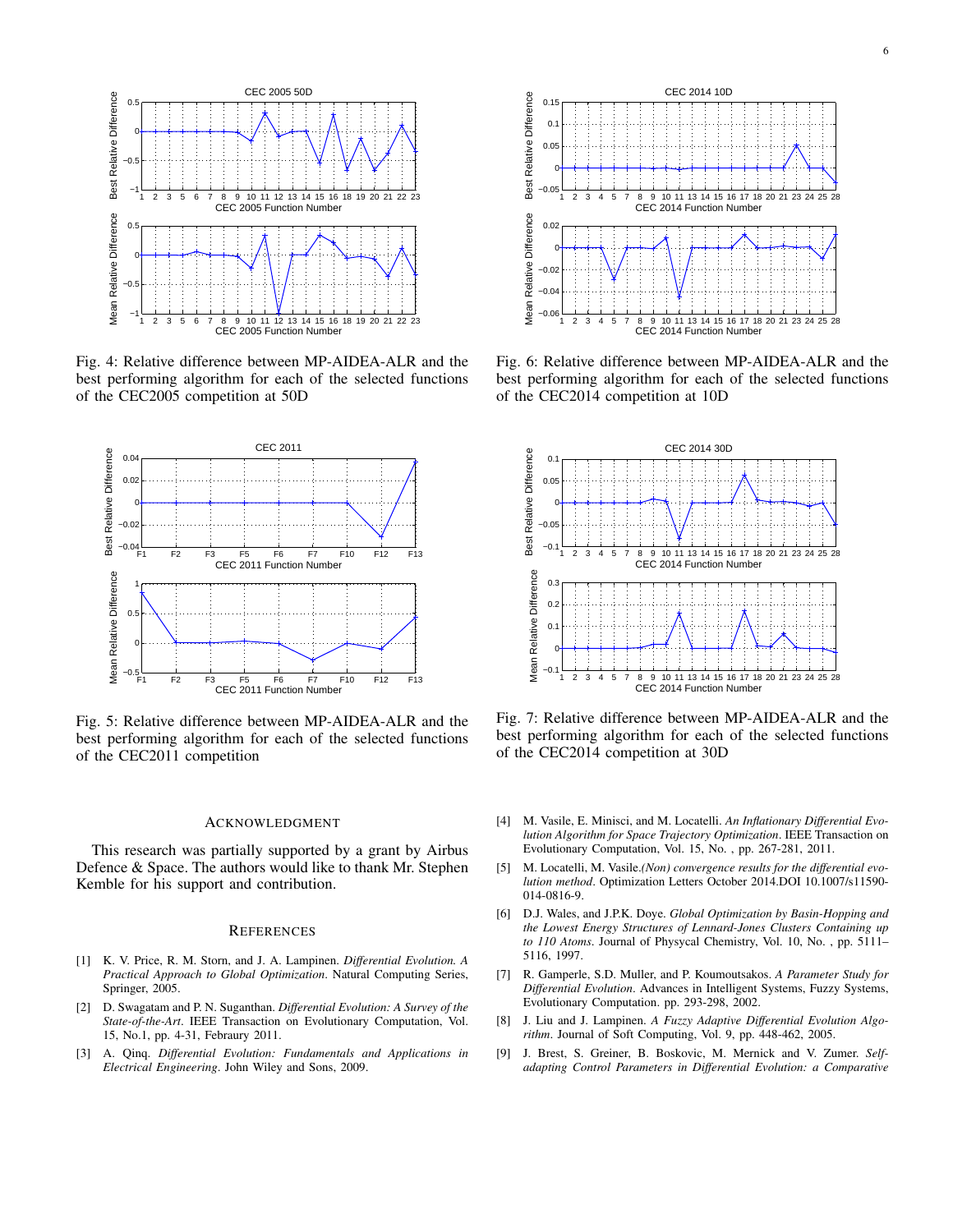Fig. 4: Relative difference between MP-AIDEA-ALR and the best performing algorithm for each of the selected functions of the CEC2005 competition at 50D

Fig. 5: Relative difference between MP-AIDEA-ALR and the best performing algorithm for each of the selected functions of the CEC2011 competition

Fig. 6: Relative difference between MP-AIDEA-ALR and the best performing algorithm for each of the selected functions of the CEC2014 competition at 10D

Fig. 7: Relative difference between MP-AIDEA-ALR and the best performing algorithm for each of the selected functions of the CEC2014 competition at 30D

## ACKNOWLEDGMENT

This research was partially supported by a grant by Airbus Defence & Space. The authors would like to thank Mr. Stephen Kemble for his support and contribution.

## REFERENCES

[1] K. V. Price, R. M. Storn, and J. A. Lampinen. *Differential Evolution. A Practical Approach to Global Optimization*. Natural Computing Series, Springer, 2005.

[2] D. Swagatam and P. N. Suganthan. *Differential Evolution: A Survey of the State-of-the-Art*. IEEE Transaction on Evolutionary Computation, Vol. 15, No.1, pp. 4-31, Febraury 2011.

[3] A. Qinq. *Differential Evolution: Fundamentals and Applications in Electrical Engineering*. John Wiley and Sons, 2009.

[4] M. Vasile, E. Minisci, and M. Locatelli. *An Inflationary Differential Evolution Algorithm for Space Trajectory Optimization*. IEEE Transaction on Evolutionary Computation, Vol. 15, No. , pp. 267-281, 2011.

[5] M. Locatelli, M. Vasile.*(Non) convergence results for the differential evolution method*. Optimization Letters October 2014.DOI 10.1007/s11590-014-0816-9.

[6] D.J. Wales, and J.P.K. Doye. *Global Optimization by Basin-Hopping and the Lowest Energy Structures of Lennard-Jones Clusters Containing up to 110 Atoms*. Journal of Physycal Chemistry, Vol. 10, No. , pp. 5111–5116, 1997.

[7] R. Gamperle, S.D. Muller, and P. Koumoutsakos. *A Parameter Study for Differential Evolution*. Advances in Intelligent Systems, Fuzzy Systems, Evolutionary Computation. pp. 293-298, 2002.

[8] J. Liu and J. Lampinen. *A Fuzzy Adaptive Differential Evolution Algorithm*. Journal of Soft Computing, Vol. 9, pp. 448-462, 2005.

[9] J. Brest, S. Greiner, B. Boskovic, M. Mernick and V. Zumer. *Self-adapting Control Parameters in Differential Evolution: a Comparative*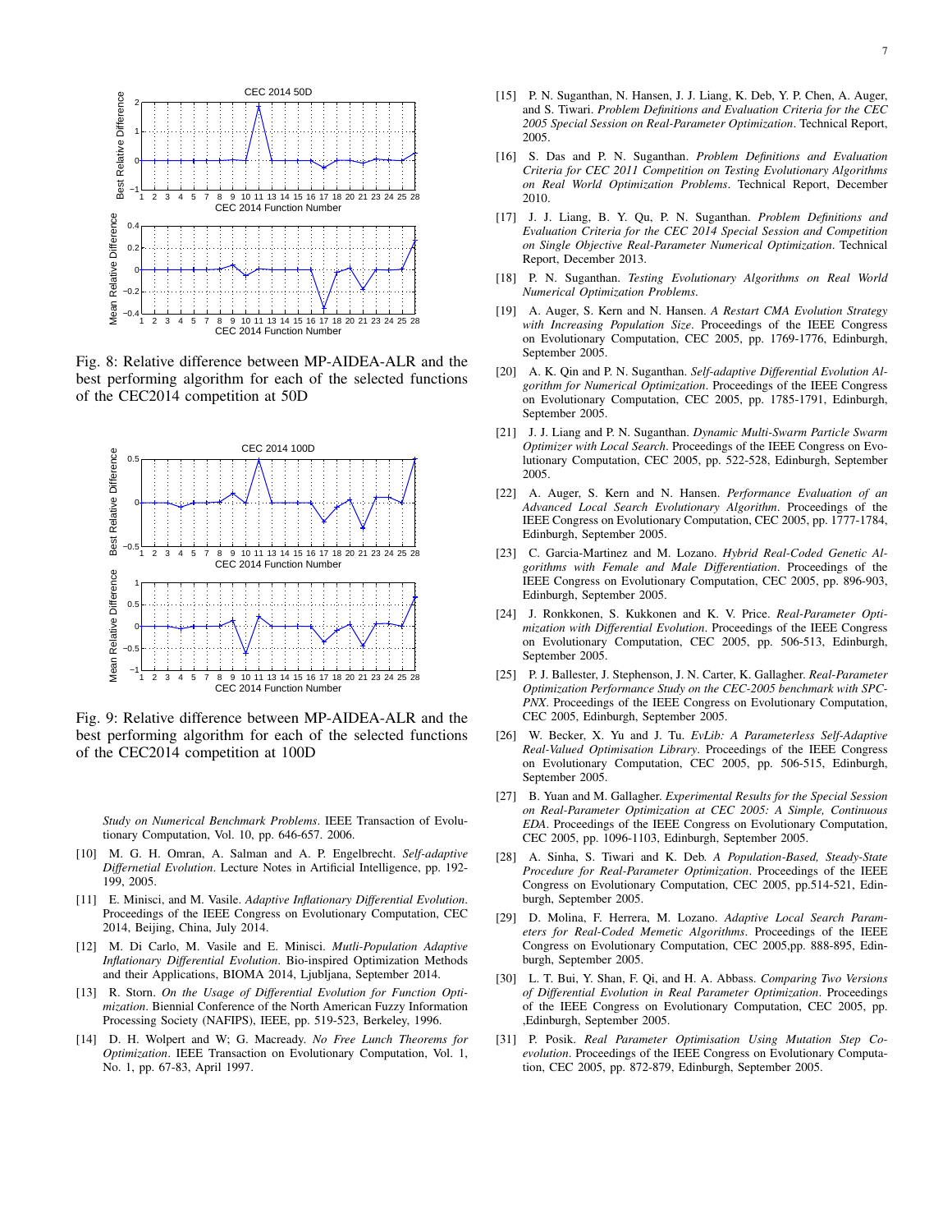Fig. 8: Relative difference between MP-AIDEA-ALR and the best performing algorithm for each of the selected functions of the CEC2014 competition at 50D

Fig. 9: Relative difference between MP-AIDEA-ALR and the best performing algorithm for each of the selected functions of the CEC2014 competition at 100D

*Study on Numerical Benchmark Problems*. IEEE Transaction of Evolutionary Computation, Vol. 10, pp. 646-657. 2006.

[10] M. G. H. Omran, A. Salman and A. P. Engelbrecht. *Self-adaptive Differnetial Evolution*. Lecture Notes in Artificial Intelligence, pp. 192-199, 2005.

[11] E. Minisci, and M. Vasile. *Adaptive Inflationary Differential Evolution*. Proceedings of the IEEE Congress on Evolutionary Computation, CEC 2014, Beijing, China, July 2014.

[12] M. Di Carlo, M. Vasile and E. Minisci. *Mutli-Population Adaptive Inflationary Differential Evolution*. Bio-inspired Optimization Methods and their Applications, BIOMA 2014, Ljubljana, September 2014.

[13] R. Storn. *On the Usage of Differential Evolution for Function Optimization*. Biennial Conference of the North American Fuzzy Information Processing Society (NAFIPS), IEEE, pp. 519-523, Berkeley, 1996.

[14] D. H. Wolpert and W; G. Macready. *No Free Lunch Theorems for Optimization*. IEEE Transaction on Evolutionary Computation, Vol. 1, No. 1, pp. 67-83, April 1997.

[15] P. N. Suganthan, N. Hansen, J. J. Liang, K. Deb, Y. P. Chen, A. Auger, and S. Tiwari. *Problem Definitions and Evaluation Criteria for the CEC 2005 Special Session on Real-Parameter Optimization*. Technical Report, 2005.

[16] S. Das and P. N. Suganthan. *Problem Definitions and Evaluation Criteria for CEC 2011 Competition on Testing Evolutionary Algorithms on Real World Optimization Problems*. Technical Report, December 2010.

[17] J. J. Liang, B. Y. Qu, P. N. Suganthan. *Problem Definitions and Evaluation Criteria for the CEC 2014 Special Session and Competition on Single Objective Real-Parameter Numerical Optimization*. Technical Report, December 2013.

[18] P. N. Suganthan. *Testing Evolutionary Algorithms on Real World Numerical Optimization Problems*.

[19] A. Auger, S. Kern and N. Hansen. *A Restart CMA Evolution Strategy with Increasing Population Size*. Proceedings of the IEEE Congress on Evolutionary Computation, CEC 2005, pp. 1769-1776, Edinburgh, September 2005.

[20] A. K. Qin and P. N. Suganthan. *Self-adaptive Differential Evolution Algorithm for Numerical Optimization*. Proceedings of the IEEE Congress on Evolutionary Computation, CEC 2005, pp. 1785-1791, Edinburgh, September 2005.

[21] J. J. Liang and P. N. Suganthan. *Dynamic Multi-Swarm Particle Swarm Optimizer with Local Search*. Proceedings of the IEEE Congress on Evolutionary Computation, CEC 2005, pp. 522-528, Edinburgh, September 2005.

[22] A. Auger, S. Kern and N. Hansen. *Performance Evaluation of an Advanced Local Search Evolutionary Algorithm*. Proceedings of the IEEE Congress on Evolutionary Computation, CEC 2005, pp. 1777-1784, Edinburgh, September 2005.

[23] C. Garcia-Martinez and M. Lozano. *Hybrid Real-Coded Genetic Algorithms with Female and Male Differentiation*. Proceedings of the IEEE Congress on Evolutionary Computation, CEC 2005, pp. 896-903, Edinburgh, September 2005.

[24] J. Ronkkonen, S. Kukkonen and K. V. Price. *Real-Parameter Optimization with Differential Evolution*. Proceedings of the IEEE Congress on Evolutionary Computation, CEC 2005, pp. 506-513, Edinburgh, September 2005.

[25] P. J. Ballester, J. Stephenson, J. N. Carter, K. Gallagher. *Real-Parameter Optimization Performance Study on the CEC-2005 benchmark with SPC-PNX*. Proceedings of the IEEE Congress on Evolutionary Computation, CEC 2005, Edinburgh, September 2005.

[26] W. Becker, X. Yu and J. Tu. *EvLib: A Parameterless Self-Adaptive Real-Valued Optimisation Library*. Proceedings of the IEEE Congress on Evolutionary Computation, CEC 2005, pp. 506-515, Edinburgh, September 2005.

[27] B. Yuan and M. Gallagher. *Experimental Results for the Special Session on Real-Parameter Optimization at CEC 2005: A Simple, Continuous EDA*. Proceedings of the IEEE Congress on Evolutionary Computation, CEC 2005, pp. 1096-1103, Edinburgh, September 2005.

[28] A. Sinha, S. Tiwari and K. Deb. *A Population-Based, Steady-State Procedure for Real-Parameter Optimization*. Proceedings of the IEEE Congress on Evolutionary Computation, CEC 2005, pp.514-521, Edinburgh, September 2005.

[29] D. Molina, F. Herrera, M. Lozano. *Adaptive Local Search Parameters for Real-Coded Memetic Algorithms*. Proceedings of the IEEE Congress on Evolutionary Computation, CEC 2005,pp. 888-895, Edinburgh, September 2005.

[30] L. T. Bui, Y. Shan, F. Qi, and H. A. Abbass. *Comparing Two Versions of Differential Evolution in Real Parameter Optimization*. Proceedings of the IEEE Congress on Evolutionary Computation, CEC 2005, pp. ,Edinburgh, September 2005.

[31] P. Posik. *Real Parameter Optimisation Using Mutation Step Coevolution*. Proceedings of the IEEE Congress on Evolutionary Computation, CEC 2005, pp. 872-879, Edinburgh, September 2005.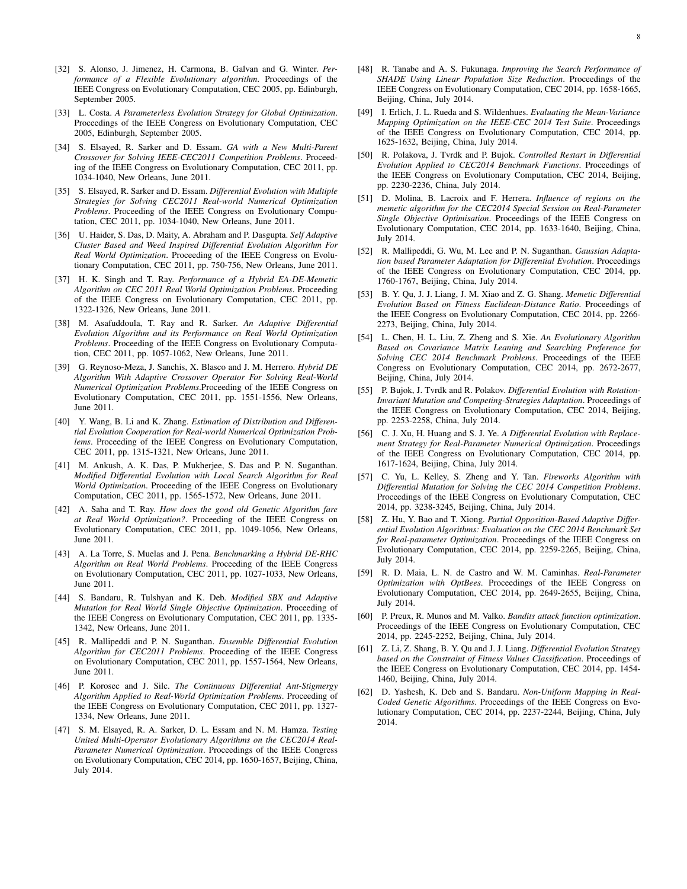[32] S. Alonso, J. Jimenez, H. Carmona, B. Galvan and G. Winter. *Performance of a Flexible Evolutionary algorithm*. Proceedings of the IEEE Congress on Evolutionary Computation, CEC 2005, pp. Edinburgh, September 2005.

[33] L. Costa. *A Parameterless Evolution Strategy for Global Optimization*. Proceedings of the IEEE Congress on Evolutionary Computation, CEC 2005, Edinburgh, September 2005.

[34] S. Elsayed, R. Sarker and D. Essam. *GA with a New Multi-Parent Crossover for Solving IEEE-CEC2011 Competition Problems*. Proceeding of the IEEE Congress on Evolutionary Computation, CEC 2011, pp. 1034-1040, New Orleans, June 2011.

[35] S. Elsayed, R. Sarker and D. Essam. *Differential Evolution with Multiple Strategies for Solving CEC2011 Real-world Numerical Optimization Problems*. Proceeding of the IEEE Congress on Evolutionary Computation, CEC 2011, pp. 1034-1040, New Orleans, June 2011.

[36] U. Haider, S. Das, D. Maity, A. Abraham and P. Dasgupta. *Self Adaptive Cluster Based and Weed Inspired Differential Evolution Algorithm For Real World Optimization*. Proceeding of the IEEE Congress on Evolutionary Computation, CEC 2011, pp. 750-756, New Orleans, June 2011.

[37] H. K. Singh and T. Ray. *Performance of a Hybrid EA-DE-Memetic Algorithm on CEC 2011 Real World Optimization Problems*. Proceeding of the IEEE Congress on Evolutionary Computation, CEC 2011, pp. 1322-1326, New Orleans, June 2011.

[38] M. Asafuddoula, T. Ray and R. Sarker. *An Adaptive Differential Evolution Algorithm and its Performance on Real World Optimization Problems*. Proceeding of the IEEE Congress on Evolutionary Computation, CEC 2011, pp. 1057-1062, New Orleans, June 2011.

[39] G. Reynoso-Meza, J. Sanchis, X. Blasco and J. M. Herrero. *Hybrid DE Algorithm With Adaptive Crossover Operator For Solving Real-World Numerical Optimization Problems*.Proceeding of the IEEE Congress on Evolutionary Computation, CEC 2011, pp. 1551-1556, New Orleans, June 2011.

[40] Y. Wang, B. Li and K. Zhang. *Estimation of Distribution and Differential Evolution Cooperation for Real-world Numerical Optimization Problems*. Proceeding of the IEEE Congress on Evolutionary Computation, CEC 2011, pp. 1315-1321, New Orleans, June 2011.

[41] M. Ankush, A. K. Das, P. Mukherjee, S. Das and P. N. Suganthan. *Modified Differential Evolution with Local Search Algorithm for Real World Optimization*. Proceeding of the IEEE Congress on Evolutionary Computation, CEC 2011, pp. 1565-1572, New Orleans, June 2011.

[42] A. Saha and T. Ray. *How does the good old Genetic Algorithm fare at Real World Optimization?*. Proceeding of the IEEE Congress on Evolutionary Computation, CEC 2011, pp. 1049-1056, New Orleans, June 2011.

[43] A. La Torre, S. Muelas and J. Pena. *Benchmarking a Hybrid DE-RHC Algorithm on Real World Problems*. Proceeding of the IEEE Congress on Evolutionary Computation, CEC 2011, pp. 1027-1033, New Orleans, June 2011.

[44] S. Bandaru, R. Tulshyan and K. Deb. *Modified SBX and Adaptive Mutation for Real World Single Objective Optimization*. Proceeding of the IEEE Congress on Evolutionary Computation, CEC 2011, pp. 1335-1342, New Orleans, June 2011.

[45] R. Mallipeddi and P. N. Suganthan. *Ensemble Differential Evolution Algorithm for CEC2011 Problems*. Proceeding of the IEEE Congress on Evolutionary Computation, CEC 2011, pp. 1557-1564, New Orleans, June 2011.

[46] P. Korosec and J. Silc. *The Continuous Differential Ant-Stigmergy Algorithm Applied to Real-World Optimization Problems*. Proceeding of the IEEE Congress on Evolutionary Computation, CEC 2011, pp. 1327-1334, New Orleans, June 2011.

[47] S. M. Elsayed, R. A. Sarker, D. L. Essam and N. M. Hamza. *Testing United Multi-Operator Evolutionary Algorithms on the CEC2014 Real-Parameter Numerical Optimization*. Proceedings of the IEEE Congress on Evolutionary Computation, CEC 2014, pp. 1650-1657, Beijing, China, July 2014.

[48] R. Tanabe and A. S. Fukunaga. *Improving the Search Performance of SHADE Using Linear Population Size Reduction*. Proceedings of the IEEE Congress on Evolutionary Computation, CEC 2014, pp. 1658-1665, Beijing, China, July 2014.

[49] I. Erlich, J. L. Rueda and S. Wildenhues. *Evaluating the Mean-Variance Mapping Optimization on the IEEE-CEC 2014 Test Suite*. Proceedings of the IEEE Congress on Evolutionary Computation, CEC 2014, pp. 1625-1632, Beijing, China, July 2014.

[50] R. Polakova, J. Tvrdk and P. Bujok. *Controlled Restart in Differential Evolution Applied to CEC2014 Benchmark Functions*. Proceedings of the IEEE Congress on Evolutionary Computation, CEC 2014, Beijing, pp. 2230-2236, China, July 2014.

[51] D. Molina, B. Lacroix and F. Herrera. *Influence of regions on the memetic algorithm for the CEC2014 Special Session on Real-Parameter Single Objective Optimisation*. Proceedings of the IEEE Congress on Evolutionary Computation, CEC 2014, pp. 1633-1640, Beijing, China, July 2014.

[52] R. Mallipeddi, G. Wu, M. Lee and P. N. Suganthan. *Gaussian Adaptation based Parameter Adaptation for Differential Evolution*. Proceedings of the IEEE Congress on Evolutionary Computation, CEC 2014, pp. 1760-1767, Beijing, China, July 2014.

[53] B. Y. Qu, J. J. Liang, J. M. Xiao and Z. G. Shang. *Memetic Differential Evolution Based on Fitness Euclidean-Distance Ratio*. Proceedings of the IEEE Congress on Evolutionary Computation, CEC 2014, pp. 2266-2273, Beijing, China, July 2014.

[54] L. Chen, H. L. Liu, Z. Zheng and S. Xie. *An Evolutionary Algorithm Based on Covariance Matrix Leaning and Searching Preference for Solving CEC 2014 Benchmark Problems*. Proceedings of the IEEE Congress on Evolutionary Computation, CEC 2014, pp. 2672-2677, Beijing, China, July 2014.

[55] P. Bujok, J. Tvrdk and R. Polakov. *Differential Evolution with Rotation-Invariant Mutation and Competing-Strategies Adaptation*. Proceedings of the IEEE Congress on Evolutionary Computation, CEC 2014, Beijing, pp. 2253-2258, China, July 2014.

[56] C. J. Xu, H. Huang and S. J. Ye. *A Differential Evolution with Replacement Strategy for Real-Parameter Numerical Optimization*. Proceedings of the IEEE Congress on Evolutionary Computation, CEC 2014, pp. 1617-1624, Beijing, China, July 2014.

[57] C. Yu, L. Kelley, S. Zheng and Y. Tan. *Fireworks Algorithm with Differential Mutation for Solving the CEC 2014 Competition Problems*. Proceedings of the IEEE Congress on Evolutionary Computation, CEC 2014, pp. 3238-3245, Beijing, China, July 2014.

[58] Z. Hu, Y. Bao and T. Xiong. *Partial Opposition-Based Adaptive Differential Evolution Algorithms: Evaluation on the CEC 2014 Benchmark Set for Real-parameter Optimization*. Proceedings of the IEEE Congress on Evolutionary Computation, CEC 2014, pp. 2259-2265, Beijing, China, July 2014.

[59] R. D. Maia, L. N. de Castro and W. M. Caminhas. *Real-Parameter Optimization with OptBees*. Proceedings of the IEEE Congress on Evolutionary Computation, CEC 2014, pp. 2649-2655, Beijing, China, July 2014.

[60] P. Preux, R. Munos and M. Valko. *Bandits attack function optimization*. Proceedings of the IEEE Congress on Evolutionary Computation, CEC 2014, pp. 2245-2252, Beijing, China, July 2014.

[61] Z. Li, Z. Shang, B. Y. Qu and J. J. Liang. *Differential Evolution Strategy based on the Constraint of Fitness Values Classification*. Proceedings of the IEEE Congress on Evolutionary Computation, CEC 2014, pp. 1454-1460, Beijing, China, July 2014.

[62] D. Yashesh, K. Deb and S. Bandaru. *Non-Uniform Mapping in Real-Coded Genetic Algorithms*. Proceedings of the IEEE Congress on Evolutionary Computation, CEC 2014, pp. 2237-2244, Beijing, China, July 2014.